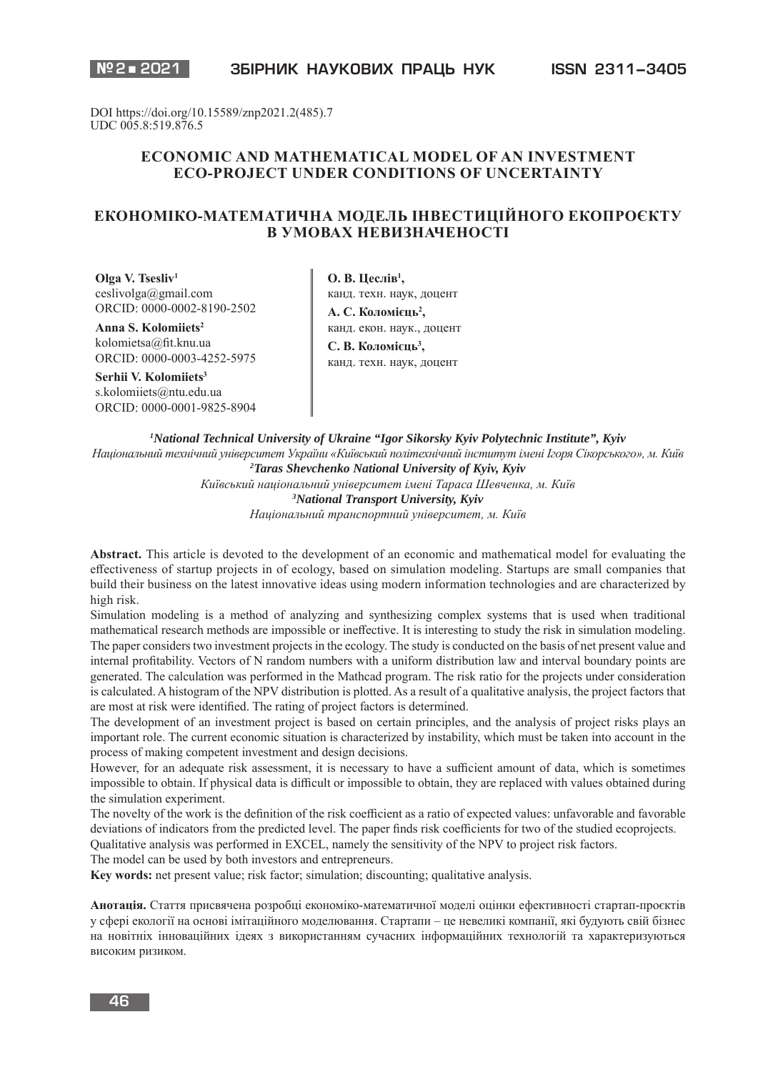DOI https://doi.org/10.15589/znp2021.2(485).7
UDC 005.8:519.876.5

# ECONOMIC AND MATHEMATICAL MODEL OF AN INVESTMENT ECO-PROJECT UNDER CONDITIONS OF UNCERTAINTY

# ЕКОНОМІКО-МАТЕМАТИЧНА МОДЕЛЬ ІНВЕСТИЦІЙНОГО ЕКОПРОЄКТУ В УМОВАХ НЕВИЗНАЧЕНОСТІ

**Olga V. Tsesliv**[1]
ceslivolga@gmail.com
ORCID: 0000-0002-8190-2502

**Anna S. Kolomiiets**[2]
kolomietsa@fit.knu.ua
ORCID: 0000-0003-4252-5975

**Serhii V. Kolomiiets**[3]
s.kolomiiets@ntu.edu.ua
ORCID: 0000-0001-9825-8904

**О. В. Цеслів**[1],
канд. техн. наук, доцент

**А. С. Коломієць**[2],
канд. екон. наук., доцент

**С. В. Коломієць**[3],
канд. техн. наук, доцент

*[1]**National Technical University of Ukraine "Igor Sikorsky Kyiv Polytechnic Institute", Kyiv***
*Національний технічний університет України «Київський політехнічний інститут імені Ігоря Сікорського», м. Київ*
*[2]**Taras Shevchenko National University of Kyiv, Kyiv***
*Київський національний університет імені Тараса Шевченка, м. Київ*
*[3]**National Transport University, Kyiv***
*Національний транспортний університет, м. Київ*

**Abstract.** This article is devoted to the development of an economic and mathematical model for evaluating the effectiveness of startup projects in of ecology, based on simulation modeling. Startups are small companies that build their business on the latest innovative ideas using modern information technologies and are characterized by high risk.

Simulation modeling is a method of analyzing and synthesizing complex systems that is used when traditional mathematical research methods are impossible or ineffective. It is interesting to study the risk in simulation modeling. The paper considers two investment projects in the ecology. The study is conducted on the basis of net present value and internal profitability. Vectors of N random numbers with a uniform distribution law and interval boundary points are generated. The calculation was performed in the Mathcad program. The risk ratio for the projects under consideration is calculated. A histogram of the NPV distribution is plotted. As a result of a qualitative analysis, the project factors that are most at risk were identified. The rating of project factors is determined.

The development of an investment project is based on certain principles, and the analysis of project risks plays an important role. The current economic situation is characterized by instability, which must be taken into account in the process of making competent investment and design decisions.

However, for an adequate risk assessment, it is necessary to have a sufficient amount of data, which is sometimes impossible to obtain. If physical data is difficult or impossible to obtain, they are replaced with values obtained during the simulation experiment.

The novelty of the work is the definition of the risk coefficient as a ratio of expected values: unfavorable and favorable deviations of indicators from the predicted level. The paper finds risk coefficients for two of the studied ecoprojects.

Qualitative analysis was performed in EXCEL, namely the sensitivity of the NPV to project risk factors.

The model can be used by both investors and entrepreneurs.

**Key words:** net present value; risk factor; simulation; discounting; qualitative analysis.

**Анотація.** Стаття присвячена розробці економіко-математичної моделі оцінки ефективності стартап-проєктів у сфері екології на основі імітаційного моделювання. Стартапи – це невеликі компанії, які будують свій бізнес на новітніх інноваційних ідеях з використанням сучасних інформаційних технологій та характеризуються високим ризиком.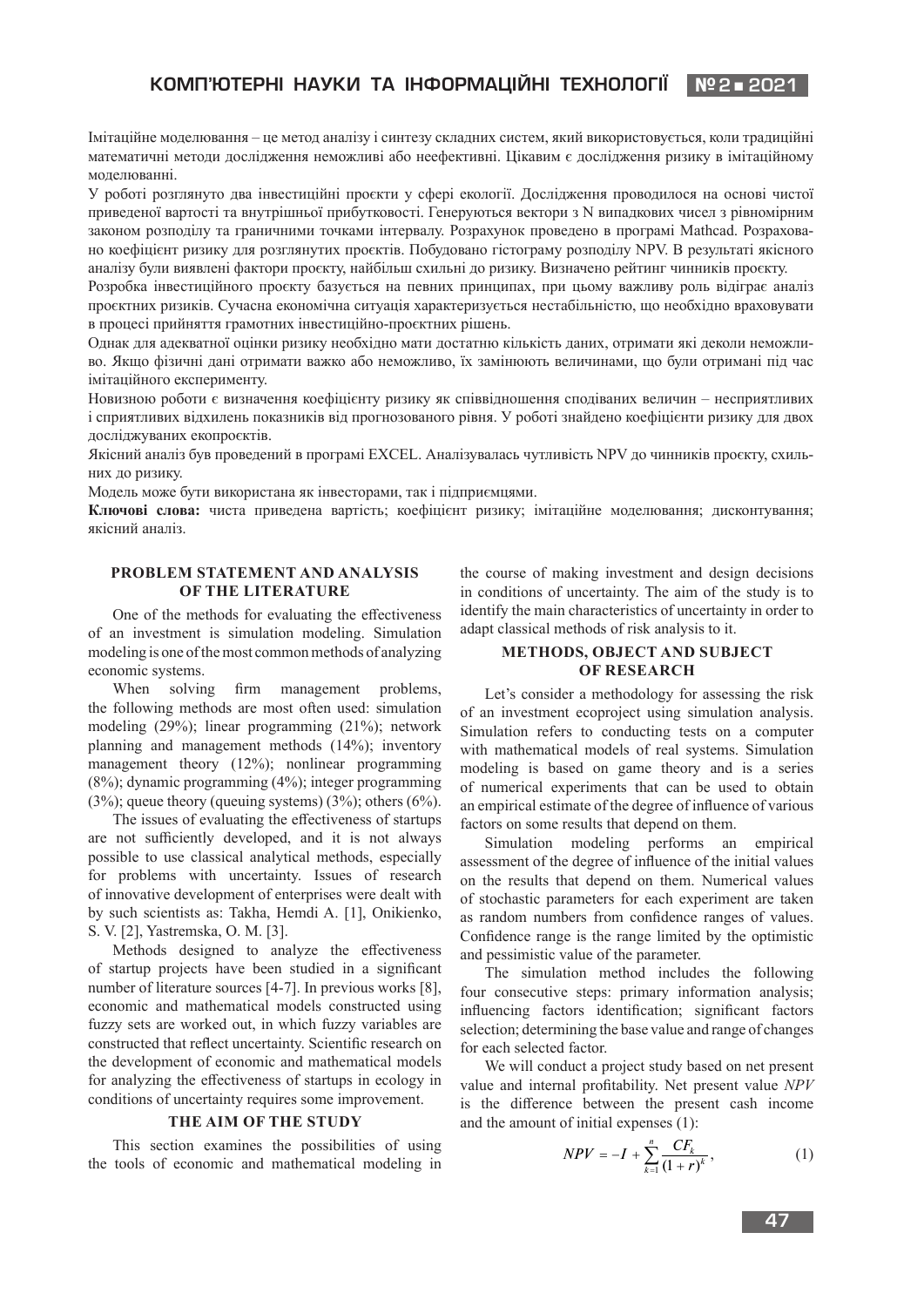Імітаційне моделювання – це метод аналізу і синтезу складних систем, який використовується, коли традиційні математичні методи дослідження неможливі або неефективні. Цікавим є дослідження ризику в імітаційному моделюванні.

У роботі розглянуто два інвестиційні проєкти у сфері екології. Дослідження проводилося на основі чистої приведеної вартості та внутрішньої прибутковості. Генеруються вектори з N випадкових чисел з рівномірним законом розподілу та граничними точками інтервалу. Розрахунок проведено в програмі Mathcad. Розраховано коефіцієнт ризику для розглянутих проєктів. Побудовано гістограму розподілу NPV. В результаті якісного аналізу були виявлені фактори проєкту, найбільш схильні до ризику. Визначено рейтинг чинників проєкту.

Розробка інвестиційного проєкту базується на певних принципах, при цьому важливу роль відіграє аналіз проєктних ризиків. Сучасна економічна ситуація характеризується нестабільністю, що необхідно враховувати в процесі прийняття грамотних інвестиційно-проєктних рішень.

Однак для адекватної оцінки ризику необхідно мати достатню кількість даних, отримати які деколи неможливо. Якщо фізичні дані отримати важко або неможливо, їх замінюють величинами, що були отримані під час імітаційного експерименту.

Новизною роботи є визначення коефіцієнту ризику як співвідношення сподіваних величин – несприятливих і сприятливих відхилень показників від прогнозованого рівня. У роботі знайдено коефіцієнти ризику для двох досліджуваних екопроєктів.

Якісний аналіз був проведений в програмі EXCEL. Аналізувалась чутливість NPV до чинників проєкту, схильних до ризику.

Модель може бути використана як інвесторами, так і підприємцями.

**Ключові слова:** чиста приведена вартість; коефіцієнт ризику; імітаційне моделювання; дисконтування; якісний аналіз.

## PROBLEM STATEMENT AND ANALYSIS OF THE LITERATURE

One of the methods for evaluating the effectiveness of an investment is simulation modeling. Simulation modeling is one of the most common methods of analyzing economic systems.

When solving firm management problems, the following methods are most often used: simulation modeling (29%); linear programming (21%); network planning and management methods (14%); inventory management theory (12%); nonlinear programming (8%); dynamic programming (4%); integer programming (3%); queue theory (queuing systems) (3%); others (6%).

The issues of evaluating the effectiveness of startups are not sufficiently developed, and it is not always possible to use classical analytical methods, especially for problems with uncertainty. Issues of research of innovative development of enterprises were dealt with by such scientists as: Takha, Hemdi A. [1], Onikienko, S. V. [2], Yastremska, O. M. [3].

Methods designed to analyze the effectiveness of startup projects have been studied in a significant number of literature sources [4-7]. In previous works [8], economic and mathematical models constructed using fuzzy sets are worked out, in which fuzzy variables are constructed that reflect uncertainty. Scientific research on the development of economic and mathematical models for analyzing the effectiveness of startups in ecology in conditions of uncertainty requires some improvement.

## THE AIM OF THE STUDY

This section examines the possibilities of using the tools of economic and mathematical modeling in the course of making investment and design decisions in conditions of uncertainty. The aim of the study is to identify the main characteristics of uncertainty in order to adapt classical methods of risk analysis to it.

## METHODS, OBJECT AND SUBJECT OF RESEARCH

Let's consider a methodology for assessing the risk of an investment ecoproject using simulation analysis. Simulation refers to conducting tests on a computer with mathematical models of real systems. Simulation modeling is based on game theory and is a series of numerical experiments that can be used to obtain an empirical estimate of the degree of influence of various factors on some results that depend on them.

Simulation modeling performs an empirical assessment of the degree of influence of the initial values on the results that depend on them. Numerical values of stochastic parameters for each experiment are taken as random numbers from confidence ranges of values. Confidence range is the range limited by the optimistic and pessimistic value of the parameter.

The simulation method includes the following four consecutive steps: primary information analysis; influencing factors identification; significant factors selection; determining the base value and range of changes for each selected factor.

We will conduct a project study based on net present value and internal profitability. Net present value *NPV* is the difference between the present cash income and the amount of initial expenses (1):

$$NPV = -I + \sum_{k=1}^{n} \frac{CF_k}{(1+r)^k}, \tag{1}$$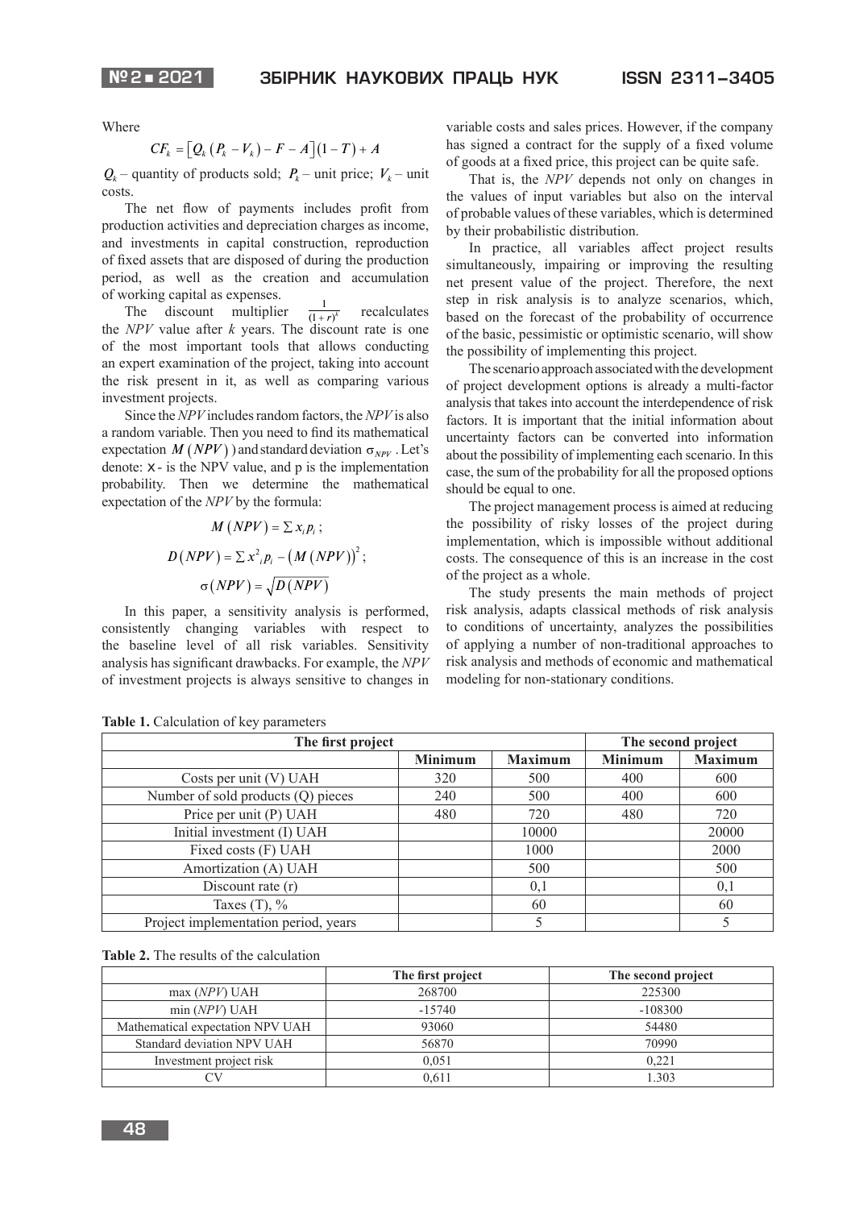Where

$$CF_k = \left[Q_k\left(P_k - V_k\right) - F - A\right](1 - T) + A$$

$Q_k$ – quantity of products sold; $P_k$ – unit price; $V_k$ – unit costs.

The net flow of payments includes profit from production activities and depreciation charges as income, and investments in capital construction, reproduction of fixed assets that are disposed of during the production period, as well as the creation and accumulation of working capital as expenses.

The discount multiplier $\frac{1}{(1+r)^k}$ recalculates the *NPV* value after *k* years. The discount rate is one of the most important tools that allows conducting an expert examination of the project, taking into account the risk present in it, as well as comparing various investment projects.

Since the *NPV* includes random factors, the *NPV* is also a random variable. Then you need to find its mathematical expectation $M(NPV)$ and standard deviation $\sigma_{NPV}$. Let's denote: x - is the NPV value, and p is the implementation probability. Then we determine the mathematical expectation of the *NPV* by the formula:

$$M(NPV) = \sum x_i p_i ;$$

$$D(NPV) = \sum x_i^2 p_i - \left(M(NPV)\right)^2 ;$$

$$\sigma(NPV) = \sqrt{D(NPV)}$$

In this paper, a sensitivity analysis is performed, consistently changing variables with respect to the baseline level of all risk variables. Sensitivity analysis has significant drawbacks. For example, the *NPV* of investment projects is always sensitive to changes in variable costs and sales prices. However, if the company has signed a contract for the supply of a fixed volume of goods at a fixed price, this project can be quite safe.

That is, the *NPV* depends not only on changes in the values of input variables but also on the interval of probable values of these variables, which is determined by their probabilistic distribution.

In practice, all variables affect project results simultaneously, impairing or improving the resulting net present value of the project. Therefore, the next step in risk analysis is to analyze scenarios, which, based on the forecast of the probability of occurrence of the basic, pessimistic or optimistic scenario, will show the possibility of implementing this project.

The scenario approach associated with the development of project development options is already a multi-factor analysis that takes into account the interdependence of risk factors. It is important that the initial information about uncertainty factors can be converted into information about the possibility of implementing each scenario. In this case, the sum of the probability for all the proposed options should be equal to one.

The project management process is aimed at reducing the possibility of risky losses of the project during implementation, which is impossible without additional costs. The consequence of this is an increase in the cost of the project as a whole.

The study presents the main methods of project risk analysis, adapts classical methods of risk analysis to conditions of uncertainty, analyzes the possibilities of applying a number of non-traditional approaches to risk analysis and methods of economic and mathematical modeling for non-stationary conditions.

**Table 1.** Calculation of key parameters

| | **The first project** | | **The second project** | |
|---|---|---|---|---|
| | **Minimum** | **Maximum** | **Minimum** | **Maximum** |
| Costs per unit (V) UAH | 320 | 500 | 400 | 600 |
| Number of sold products (Q) pieces | 240 | 500 | 400 | 600 |
| Price per unit (P) UAH | 480 | 720 | 480 | 720 |
| Initial investment (I) UAH | | 10000 | | 20000 |
| Fixed costs (F) UAH | | 1000 | | 2000 |
| Amortization (A) UAH | | 500 | | 500 |
| Discount rate (r) | | 0,1 | | 0,1 |
| Taxes (T), % | | 60 | | 60 |
| Project implementation period, years | | 5 | | 5 |

**Table 2.** The results of the calculation

| | **The first project** | **The second project** |
|---|---|---|
| max (*NPV*) UAH | 268700 | 225300 |
| min (*NPV*) UAH | -15740 | -108300 |
| Mathematical expectation NPV UAH | 93060 | 54480 |
| Standard deviation NPV UAH | 56870 | 70990 |
| Investment project risk | 0,051 | 0,221 |
| CV | 0,611 | 1.303 |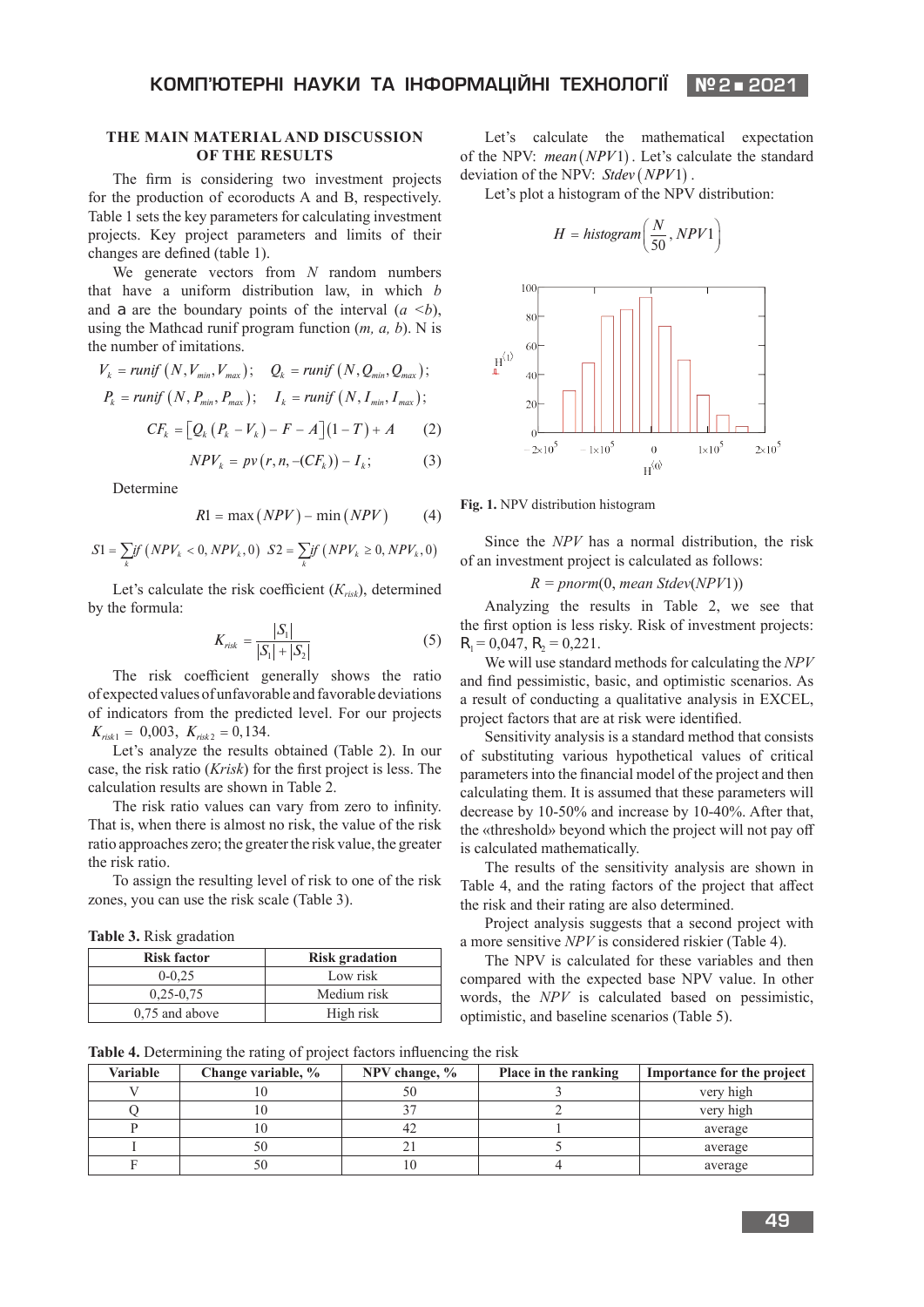## THE MAIN MATERIAL AND DISCUSSION OF THE RESULTS

The firm is considering two investment projects for the production of ecoroducts A and B, respectively. Table 1 sets the key parameters for calculating investment projects. Key project parameters and limits of their changes are defined (table 1).

We generate vectors from $N$ random numbers that have a uniform distribution law, in which $b$ and a are the boundary points of the interval ($a < b$), using the Mathcad runif program function ($m$, $a$, $b$). N is the number of imitations.

$$V_k = runif\left(N, V_{min}, V_{max}\right); \quad Q_k = runif\left(N, Q_{min}, Q_{max}\right);$$

$$P_k = runif\left(N, P_{min}, P_{max}\right); \quad I_k = runif\left(N, I_{min}, I_{max}\right);$$

$$CF_k = \left[Q_k\left(P_k - V_k\right) - F - A\right](1 - T) + A \qquad (2)$$

$$NPV_k = pv\left(r, n, -(CF_k)\right) - I_k; \qquad (3)$$

Determine

$$R1 = \max\left(NPV\right) - \min\left(NPV\right) \qquad (4)$$

$$S1 = \sum_k if\left(NPV_k < 0, NPV_k, 0\right) \quad S2 = \sum_k if\left(NPV_k \geq 0, NPV_k, 0\right)$$

Let's calculate the risk coefficient ($K_{risk}$), determined by the formula:

$$K_{risk} = \frac{|S_1|}{|S_1| + |S_2|} \qquad (5)$$

The risk coefficient generally shows the ratio of expected values of unfavorable and favorable deviations of indicators from the predicted level. For our projects $K_{risk1} = 0{,}003$, $K_{risk2} = 0{,}134$.

Let's analyze the results obtained (Table 2). In our case, the risk ratio (*Krisk*) for the first project is less. The calculation results are shown in Table 2.

The risk ratio values can vary from zero to infinity. That is, when there is almost no risk, the value of the risk ratio approaches zero; the greater the risk value, the greater the risk ratio.

To assign the resulting level of risk to one of the risk zones, you can use the risk scale (Table 3).

**Table 3.** Risk gradation

| Risk factor | Risk gradation |
|---|---|
| 0-0,25 | Low risk |
| 0,25-0,75 | Medium risk |
| 0,75 and above | High risk |

Let's calculate the mathematical expectation of the NPV: $mean\left(NPV1\right)$. Let's calculate the standard deviation of the NPV: $Stdev\left(NPV1\right)$.

Let's plot a histogram of the NPV distribution:

$$H = histogram\left(\frac{N}{50}, NPV1\right)$$

**Fig. 1.** NPV distribution histogram

Since the *NPV* has a normal distribution, the risk of an investment project is calculated as follows:

$$R = pnorm(0, mean\ Stdev(NPV1))$$

Analyzing the results in Table 2, we see that the first option is less risky. Risk of investment projects: $R_1 = 0{,}047$, $R_2 = 0{,}221$.

We will use standard methods for calculating the *NPV* and find pessimistic, basic, and optimistic scenarios. As a result of conducting a qualitative analysis in EXCEL, project factors that are at risk were identified.

Sensitivity analysis is a standard method that consists of substituting various hypothetical values of critical parameters into the financial model of the project and then calculating them. It is assumed that these parameters will decrease by 10-50% and increase by 10-40%. After that, the «threshold» beyond which the project will not pay off is calculated mathematically.

The results of the sensitivity analysis are shown in Table 4, and the rating factors of the project that affect the risk and their rating are also determined.

Project analysis suggests that a second project with a more sensitive *NPV* is considered riskier (Table 4).

The NPV is calculated for these variables and then compared with the expected base NPV value. In other words, the *NPV* is calculated based on pessimistic, optimistic, and baseline scenarios (Table 5).

**Table 4.** Determining the rating of project factors influencing the risk

| Variable | Change variable, % | NPV change, % | Place in the ranking | Importance for the project |
|---|---|---|---|---|
| V | 10 | 50 | 3 | very high |
| Q | 10 | 37 | 2 | very high |
| P | 10 | 42 | 1 | average |
| I | 50 | 21 | 5 | average |
| F | 50 | 10 | 4 | average |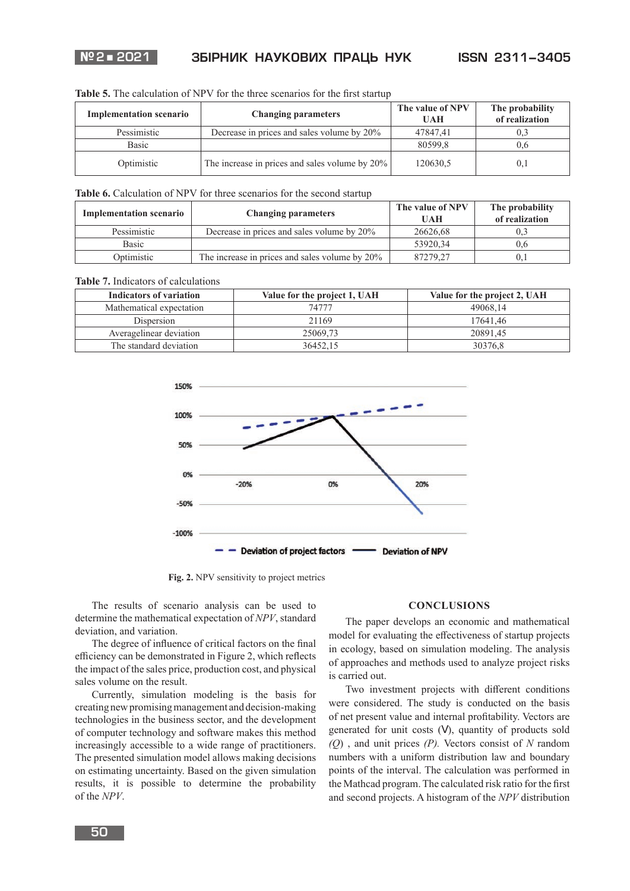**Table 5.** The calculation of NPV for the three scenarios for the first startup

| Implementation scenario | Changing parameters | The value of NPV UAH | The probability of realization |
|---|---|---|---|
| Pessimistic | Decrease in prices and sales volume by 20% | 47847,41 | 0,3 |
| Basic | | 80599,8 | 0,6 |
| Optimistic | The increase in prices and sales volume by 20% | 120630,5 | 0,1 |

**Table 6.** Calculation of NPV for three scenarios for the second startup

| Implementation scenario | Changing parameters | The value of NPV UAH | The probability of realization |
|---|---|---|---|
| Pessimistic | Decrease in prices and sales volume by 20% | 26626,68 | 0,3 |
| Basic | | 53920,34 | 0,6 |
| Optimistic | The increase in prices and sales volume by 20% | 87279,27 | 0,1 |

**Table 7.** Indicators of calculations

| Indicators of variation | Value for the project 1, UAH | Value for the project 2, UAH |
|---|---|---|
| Mathematical expectation | 74777 | 49068,14 |
| Dispersion | 21169 | 17641,46 |
| Averagelinear deviation | 25069,73 | 20891,45 |
| The standard deviation | 36452,15 | 30376,8 |

**Fig. 2.** NPV sensitivity to project metrics

The results of scenario analysis can be used to determine the mathematical expectation of *NPV*, standard deviation, and variation.

The degree of influence of critical factors on the final efficiency can be demonstrated in Figure 2, which reflects the impact of the sales price, production cost, and physical sales volume on the result.

Currently, simulation modeling is the basis for creating new promising management and decision-making technologies in the business sector, and the development of computer technology and software makes this method increasingly accessible to a wide range of practitioners. The presented simulation model allows making decisions on estimating uncertainty. Based on the given simulation results, it is possible to determine the probability of the *NPV*.

## CONCLUSIONS

The paper develops an economic and mathematical model for evaluating the effectiveness of startup projects in ecology, based on simulation modeling. The analysis of approaches and methods used to analyze project risks is carried out.

Two investment projects with different conditions were considered. The study is conducted on the basis of net present value and internal profitability. Vectors are generated for unit costs (V), quantity of products sold *(Q)* , and unit prices *(P).* Vectors consist of *N* random numbers with a uniform distribution law and boundary points of the interval. The calculation was performed in the Mathcad program. The calculated risk ratio for the first and second projects. A histogram of the *NPV* distribution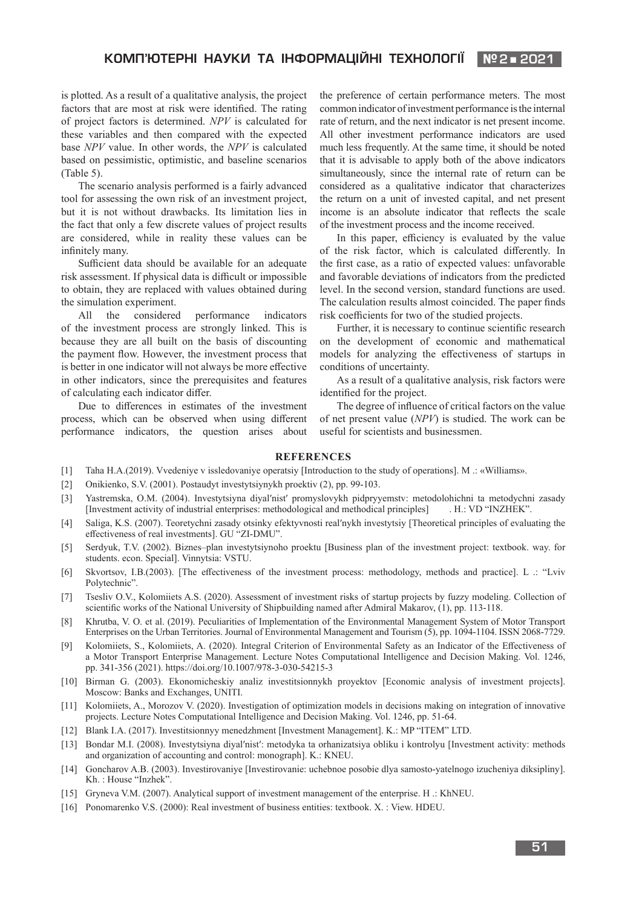is plotted. As a result of a qualitative analysis, the project factors that are most at risk were identified. The rating of project factors is determined. *NPV* is calculated for these variables and then compared with the expected base *NPV* value. In other words, the *NPV* is calculated based on pessimistic, optimistic, and baseline scenarios (Table 5).

The scenario analysis performed is a fairly advanced tool for assessing the own risk of an investment project, but it is not without drawbacks. Its limitation lies in the fact that only a few discrete values of project results are considered, while in reality these values can be infinitely many.

Sufficient data should be available for an adequate risk assessment. If physical data is difficult or impossible to obtain, they are replaced with values obtained during the simulation experiment.

All the considered performance indicators of the investment process are strongly linked. This is because they are all built on the basis of discounting the payment flow. However, the investment process that is better in one indicator will not always be more effective in other indicators, since the prerequisites and features of calculating each indicator differ.

Due to differences in estimates of the investment process, which can be observed when using different performance indicators, the question arises about the preference of certain performance meters. The most common indicator of investment performance is the internal rate of return, and the next indicator is net present income. All other investment performance indicators are used much less frequently. At the same time, it should be noted that it is advisable to apply both of the above indicators simultaneously, since the internal rate of return can be considered as a qualitative indicator that characterizes the return on a unit of invested capital, and net present income is an absolute indicator that reflects the scale of the investment process and the income received.

In this paper, efficiency is evaluated by the value of the risk factor, which is calculated differently. In the first case, as a ratio of expected values: unfavorable and favorable deviations of indicators from the predicted level. In the second version, standard functions are used. The calculation results almost coincided. The paper finds risk coefficients for two of the studied projects.

Further, it is necessary to continue scientific research on the development of economic and mathematical models for analyzing the effectiveness of startups in conditions of uncertainty.

As a result of a qualitative analysis, risk factors were identified for the project.

The degree of influence of critical factors on the value of net present value (*NPV*) is studied. The work can be useful for scientists and businessmen.

## REFERENCES

[1] Taha H.A.(2019). Vvedeniye v issledovaniye operatsiy [Introduction to the study of operations]. M .: «Williams».

[2] Onikienko, S.V. (2001). Postaudyt investytsiynykh proektiv (2), pp. 99-103.

[3] Yastremska, O.M. (2004). Investytsiyna diyal′nist′ promyslovykh pidpryyemstv: metodolohichni ta metodychni zasady [Investment activity of industrial enterprises: methodological and methodical principles] . H.: VD "INZHEK".

[4] Saliga, K.S. (2007). Teoretychni zasady otsinky efektyvnosti real′nykh investytsiy [Theoretical principles of evaluating the effectiveness of real investments]. GU "ZI-DMU".

[5] Serdyuk, T.V. (2002). Biznes–plan investytsiynoho proektu [Business plan of the investment project: textbook. way. for students. econ. Special]. Vinnytsia: VSTU.

[6] Skvortsov, I.B.(2003). [The effectiveness of the investment process: methodology, methods and practice]. L .: "Lviv Polytechnic".

[7] Tsesliv O.V., Kolomiiets A.S. (2020). Assessment of investment risks of startup projects by fuzzy modeling. Collection of scientific works of the National University of Shipbuilding named after Admiral Makarov, (1), pp. 113-118.

[8] Khrutba, V. O. et al. (2019). Peculiarities of Implementation of the Environmental Management System of Motor Transport Enterprises on the Urban Territories. Journal of Environmental Management and Tourism (5), pp. 1094-1104. ISSN 2068-7729.

[9] Kolomiiets, S., Kolomiiets, A. (2020). Integral Criterion of Environmental Safety as an Indicator of the Effectiveness of a Motor Transport Enterprise Management. Lecture Notes Computational Intelligence and Decision Making. Vol. 1246, pp. 341-356 (2021). https://doi.org/10.1007/978-3-030-54215-3

[10] Birman G. (2003). Ekonomicheskiy analiz investitsionnykh proyektov [Economic analysis of investment projects]. Moscow: Banks and Exchanges, UNITI.

[11] Kolomiiets, A., Morozov V. (2020). Investigation of optimization models in decisions making on integration of innovative projects. Lecture Notes Computational Intelligence and Decision Making. Vol. 1246, pp. 51-64.

[12] Blank I.A. (2017). Investitsionnyy menedzhment [Investment Management]. K.: MP "ITEM" LTD.

[13] Bondar M.I. (2008). Investytsiyna diyal′nist′: metodyka ta orhanizatsiya obliku i kontrolyu [Investment activity: methods and organization of accounting and control: monograph]. K.: KNEU.

[14] Goncharov A.B. (2003). Investirovaniye [Investirovanie: uchebnoe posobie dlya samosto-yatelnogo izucheniya diksipliny]. Kh. : House "Inzhek".

[15] Gryneva V.M. (2007). Analytical support of investment management of the enterprise. H .: KhNEU.

[16] Ponomarenko V.S. (2000): Real investment of business entities: textbook. X. : View. HDEU.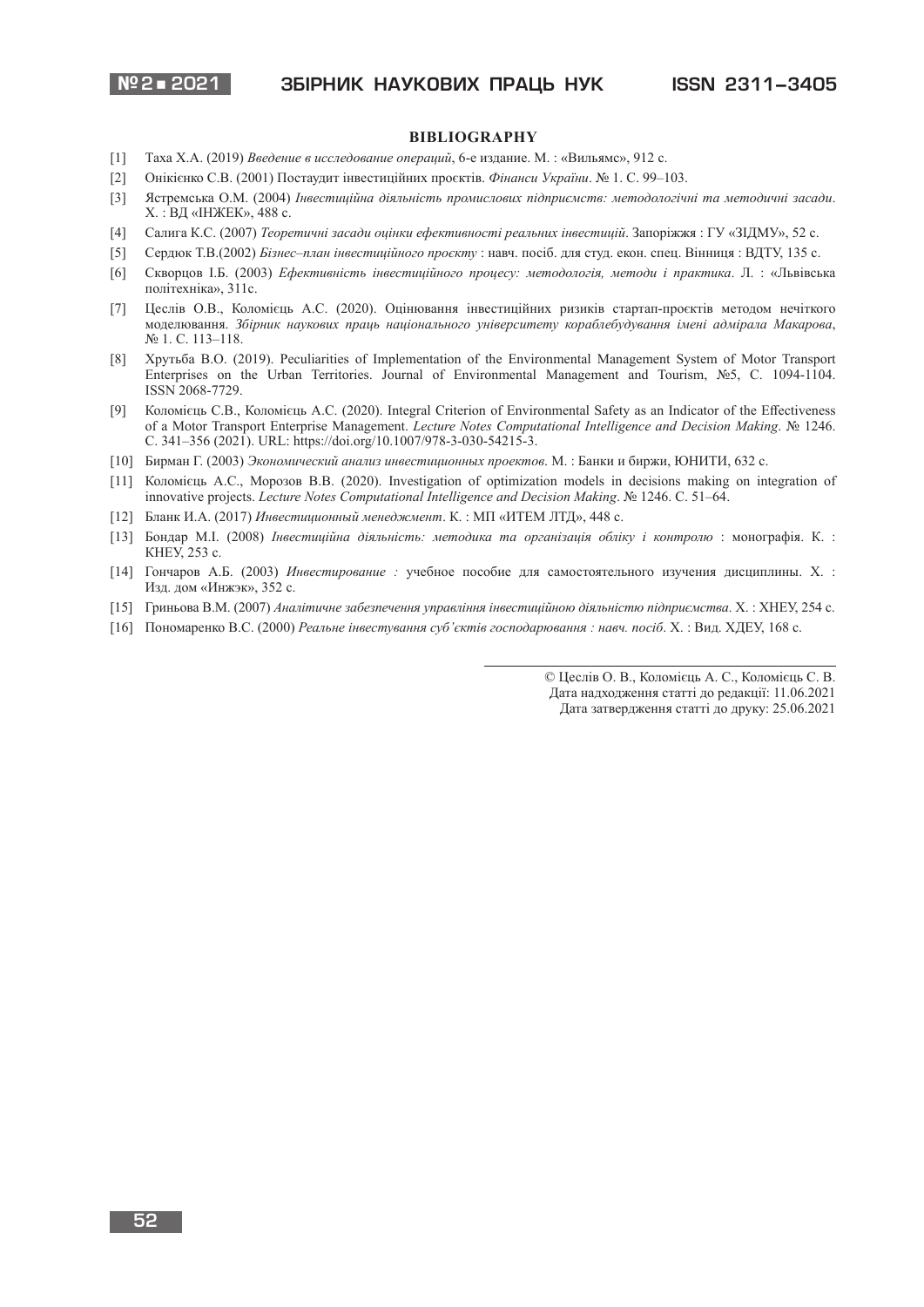**BIBLIOGRAPHY**

[1] Таха Х.А. (2019) *Введение в исследование операций*, 6-е издание. М. : «Вильямс», 912 с.

[2] Онікієнко С.В. (2001) Постаудит інвестиційних проєктів. *Фінанси України*. № 1. С. 99–103.

[3] Ястремська О.М. (2004) *Інвестиційна діяльність промислових підприємств: методологічні та методичні засади*. Х. : ВД «ІНЖЕК», 488 с.

[4] Салига К.С. (2007) *Теоретичні засади оцінки ефективності реальних інвестицій*. Запоріжжя : ГУ «ЗІДМУ», 52 с.

[5] Сердюк Т.В.(2002) *Бізнес–план інвестиційного проєкту* : навч. посіб. для студ. екон. спец. Вінниця : ВДТУ, 135 с.

[6] Скворцов І.Б. (2003) *Ефективність інвестиційного процесу: методологія, методи і практика*. Л. : «Львівська політехніка», 311с.

[7] Цеслів О.В., Коломієць А.С. (2020). Оцінювання інвестиційних ризиків стартап-проєктів методом нечіткого моделювання. *Збірник наукових праць національного університету кораблебудування імені адмірала Макарова*, № 1. С. 113–118.

[8] Хрутьба В.О. (2019). Peculiarities of Implementation of the Environmental Management System of Motor Transport Enterprises on the Urban Territories. Journal of Environmental Management and Tourism, №5, С. 1094-1104. ISSN 2068-7729.

[9] Коломієць С.В., Коломієць А.С. (2020). Integral Criterion of Environmental Safety as an Indicator of the Effectiveness of a Motor Transport Enterprise Management. *Lecture Notes Computational Intelligence and Decision Making*. № 1246. С. 341–356 (2021). URL: https://doi.org/10.1007/978-3-030-54215-3.

[10] Бирман Г. (2003) *Экономический анализ инвестиционных проектов*. М. : Банки и биржи, ЮНИТИ, 632 с.

[11] Коломієць А.С., Морозов В.В. (2020). Investigation of optimization models in decisions making on integration of innovative projects. *Lecture Notes Computational Intelligence and Decision Making*. № 1246. С. 51–64.

[12] Бланк И.А. (2017) *Инвестиционный менеджмент*. К. : МП «ИТЕМ ЛТД», 448 с.

[13] Бондар М.І. (2008) *Інвестиційна діяльність: методика та організація обліку і контролю* : монографія. К. : КНЕУ, 253 с.

[14] Гончаров А.Б. (2003) *Инвестирование :* учебное пособие для самостоятельного изучения дисциплины. Х. : Изд. дом «Инжэк», 352 с.

[15] Гриньова В.М. (2007) *Аналітичне забезпечення управління інвестиційною діяльністю підприємства*. Х. : ХНЕУ, 254 с.

[16] Пономаренко В.С. (2000) *Реальне інвестування суб'єктів господарювання : навч. посіб*. Х. : Вид. ХДЕУ, 168 с.

© Цеслів О. В., Коломієць А. С., Коломієць С. В.
Дата надходження статті до редакції: 11.06.2021
Дата затвердження статті до друку: 25.06.2021